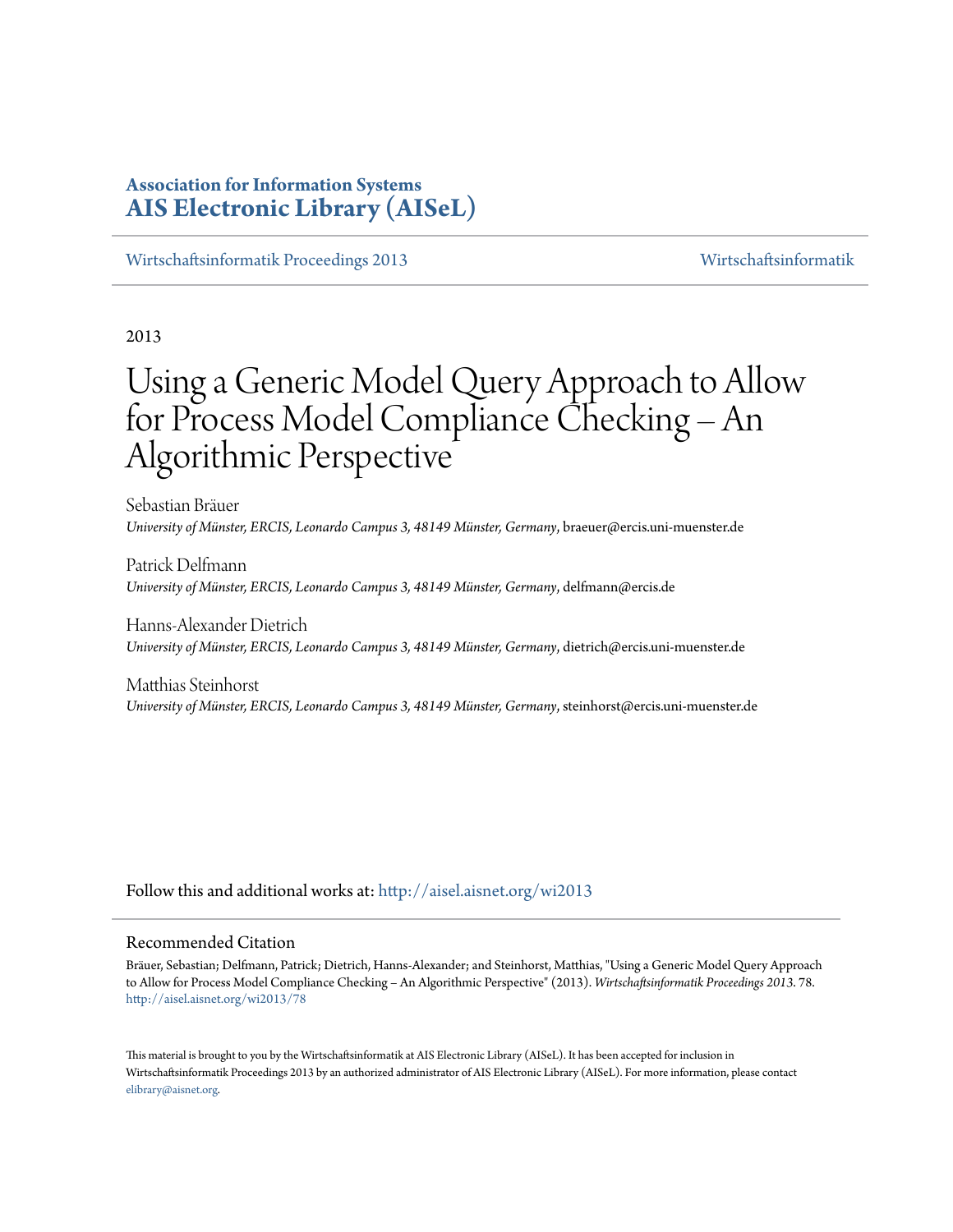**Association for Information Systems**
**AIS Electronic Library (AISeL)**

Wirtschaftsinformatik Proceedings 2013 | Wirtschaftsinformatik

2013

# Using a Generic Model Query Approach to Allow for Process Model Compliance Checking – An Algorithmic Perspective

Sebastian Bräuer
*University of Münster, ERCIS, Leonardo Campus 3, 48149 Münster, Germany*, braeuer@ercis.uni-muenster.de

Patrick Delfmann
*University of Münster, ERCIS, Leonardo Campus 3, 48149 Münster, Germany*, delfmann@ercis.de

Hanns-Alexander Dietrich
*University of Münster, ERCIS, Leonardo Campus 3, 48149 Münster, Germany*, dietrich@ercis.uni-muenster.de

Matthias Steinhorst
*University of Münster, ERCIS, Leonardo Campus 3, 48149 Münster, Germany*, steinhorst@ercis.uni-muenster.de

Follow this and additional works at: http://aisel.aisnet.org/wi2013

## Recommended Citation

Bräuer, Sebastian; Delfmann, Patrick; Dietrich, Hanns-Alexander; and Steinhorst, Matthias, "Using a Generic Model Query Approach to Allow for Process Model Compliance Checking – An Algorithmic Perspective" (2013). *Wirtschaftsinformatik Proceedings 2013*. 78.
http://aisel.aisnet.org/wi2013/78

This material is brought to you by the Wirtschaftsinformatik at AIS Electronic Library (AISeL). It has been accepted for inclusion in Wirtschaftsinformatik Proceedings 2013 by an authorized administrator of AIS Electronic Library (AISeL). For more information, please contact elibrary@aisnet.org.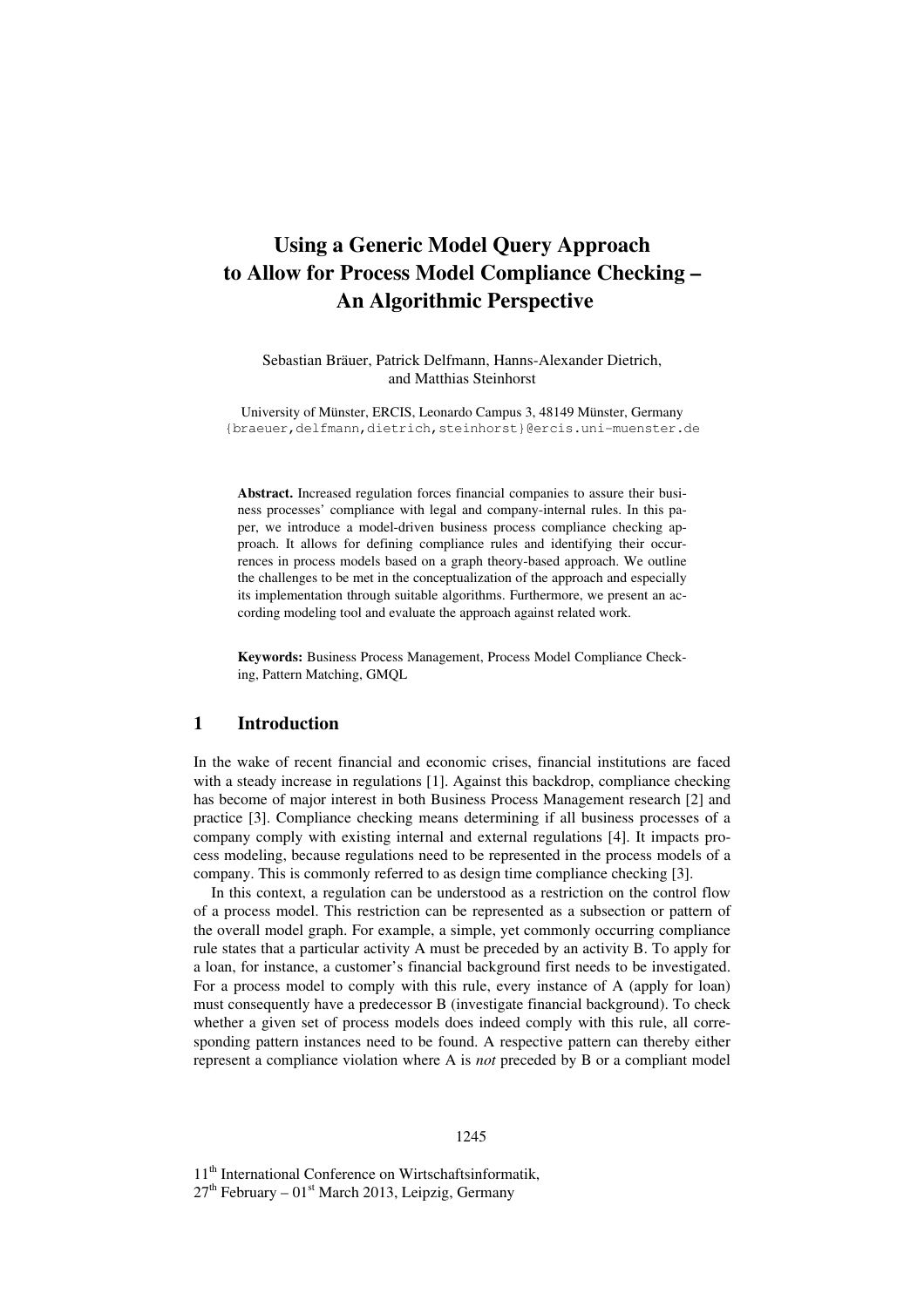# Using a Generic Model Query Approach to Allow for Process Model Compliance Checking – An Algorithmic Perspective

Sebastian Bräuer, Patrick Delfmann, Hanns-Alexander Dietrich, and Matthias Steinhorst

University of Münster, ERCIS, Leonardo Campus 3, 48149 Münster, Germany
{braeuer,delfmann,dietrich,steinhorst}@ercis.uni-muenster.de

**Abstract.** Increased regulation forces financial companies to assure their business processes' compliance with legal and company-internal rules. In this paper, we introduce a model-driven business process compliance checking approach. It allows for defining compliance rules and identifying their occurrences in process models based on a graph theory-based approach. We outline the challenges to be met in the conceptualization of the approach and especially its implementation through suitable algorithms. Furthermore, we present an according modeling tool and evaluate the approach against related work.

**Keywords:** Business Process Management, Process Model Compliance Checking, Pattern Matching, GMQL

## 1 Introduction

In the wake of recent financial and economic crises, financial institutions are faced with a steady increase in regulations [1]. Against this backdrop, compliance checking has become of major interest in both Business Process Management research [2] and practice [3]. Compliance checking means determining if all business processes of a company comply with existing internal and external regulations [4]. It impacts process modeling, because regulations need to be represented in the process models of a company. This is commonly referred to as design time compliance checking [3].

In this context, a regulation can be understood as a restriction on the control flow of a process model. This restriction can be represented as a subsection or pattern of the overall model graph. For example, a simple, yet commonly occurring compliance rule states that a particular activity A must be preceded by an activity B. To apply for a loan, for instance, a customer's financial background first needs to be investigated. For a process model to comply with this rule, every instance of A (apply for loan) must consequently have a predecessor B (investigate financial background). To check whether a given set of process models does indeed comply with this rule, all corresponding pattern instances need to be found. A respective pattern can thereby either represent a compliance violation where A is *not* preceded by B or a compliant model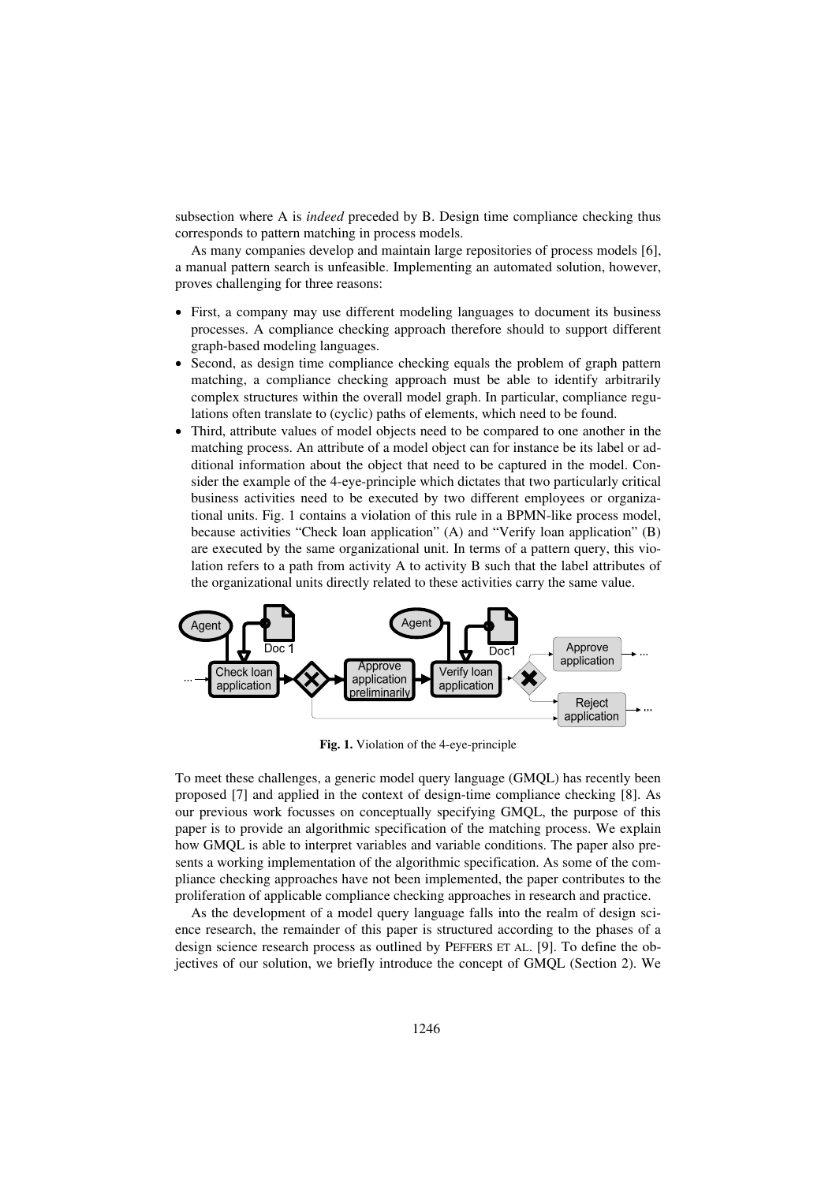subsection where A is *indeed* preceded by B. Design time compliance checking thus corresponds to pattern matching in process models.

As many companies develop and maintain large repositories of process models [6], a manual pattern search is unfeasible. Implementing an automated solution, however, proves challenging for three reasons:

- First, a company may use different modeling languages to document its business processes. A compliance checking approach therefore should to support different graph-based modeling languages.
- Second, as design time compliance checking equals the problem of graph pattern matching, a compliance checking approach must be able to identify arbitrarily complex structures within the overall model graph. In particular, compliance regulations often translate to (cyclic) paths of elements, which need to be found.
- Third, attribute values of model objects need to be compared to one another in the matching process. An attribute of a model object can for instance be its label or additional information about the object that need to be captured in the model. Consider the example of the 4-eye-principle which dictates that two particularly critical business activities need to be executed by two different employees or organizational units. Fig. 1 contains a violation of this rule in a BPMN-like process model, because activities "Check loan application" (A) and "Verify loan application" (B) are executed by the same organizational unit. In terms of a pattern query, this violation refers to a path from activity A to activity B such that the label attributes of the organizational units directly related to these activities carry the same value.

**Fig. 1.** Violation of the 4-eye-principle

To meet these challenges, a generic model query language (GMQL) has recently been proposed [7] and applied in the context of design-time compliance checking [8]. As our previous work focusses on conceptually specifying GMQL, the purpose of this paper is to provide an algorithmic specification of the matching process. We explain how GMQL is able to interpret variables and variable conditions. The paper also presents a working implementation of the algorithmic specification. As some of the compliance checking approaches have not been implemented, the paper contributes to the proliferation of applicable compliance checking approaches in research and practice.

As the development of a model query language falls into the realm of design science research, the remainder of this paper is structured according to the phases of a design science research process as outlined by PEFFERS ET AL. [9]. To define the objectives of our solution, we briefly introduce the concept of GMQL (Section 2). We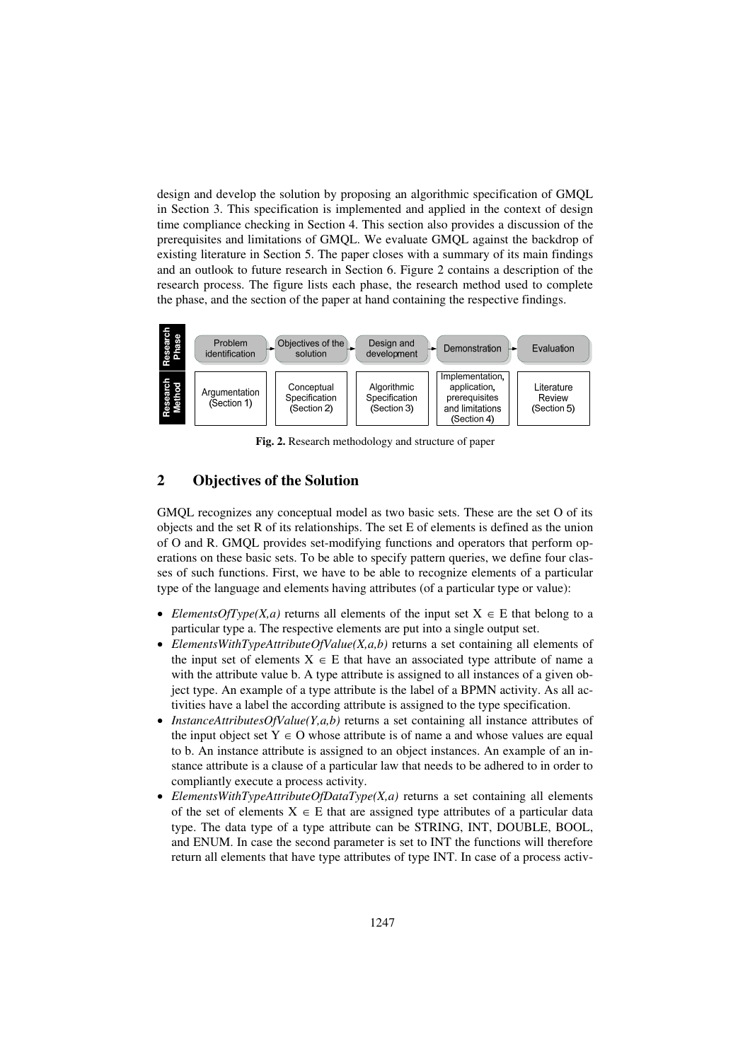design and develop the solution by proposing an algorithmic specification of GMQL in Section 3. This specification is implemented and applied in the context of design time compliance checking in Section 4. This section also provides a discussion of the prerequisites and limitations of GMQL. We evaluate GMQL against the backdrop of existing literature in Section 5. The paper closes with a summary of its main findings and an outlook to future research in Section 6. Figure 2 contains a description of the research process. The figure lists each phase, the research method used to complete the phase, and the section of the paper at hand containing the respective findings.

| Research Phase | Problem identification | Objectives of the solution | Design and development | Demonstration | Evaluation |
|---|---|---|---|---|---|
| Research Method | Argumentation (Section 1) | Conceptual Specification (Section 2) | Algorithmic Specification (Section 3) | Implementation, application, prerequisites and limitations (Section 4) | Literature Review (Section 5) |

**Fig. 2.** Research methodology and structure of paper

## 2 Objectives of the Solution

GMQL recognizes any conceptual model as two basic sets. These are the set O of its objects and the set R of its relationships. The set E of elements is defined as the union of O and R. GMQL provides set-modifying functions and operators that perform operations on these basic sets. To be able to specify pattern queries, we define four classes of such functions. First, we have to be able to recognize elements of a particular type of the language and elements having attributes (of a particular type or value):

- *ElementsOfType(X,a)* returns all elements of the input set $X \in E$ that belong to a particular type a. The respective elements are put into a single output set.
- *ElementsWithTypeAttributeOfValue(X,a,b)* returns a set containing all elements of the input set of elements $X \in E$ that have an associated type attribute of name a with the attribute value b. A type attribute is assigned to all instances of a given object type. An example of a type attribute is the label of a BPMN activity. As all activities have a label the according attribute is assigned to the type specification.
- *InstanceAttributesOfValue(Y,a,b)* returns a set containing all instance attributes of the input object set $Y \in O$ whose attribute is of name a and whose values are equal to b. An instance attribute is assigned to an object instances. An example of an instance attribute is a clause of a particular law that needs to be adhered to in order to compliantly execute a process activity.
- *ElementsWithTypeAttributeOfDataType(X,a)* returns a set containing all elements of the set of elements $X \in E$ that are assigned type attributes of a particular data type. The data type of a type attribute can be STRING, INT, DOUBLE, BOOL, and ENUM. In case the second parameter is set to INT the functions will therefore return all elements that have type attributes of type INT. In case of a process activ-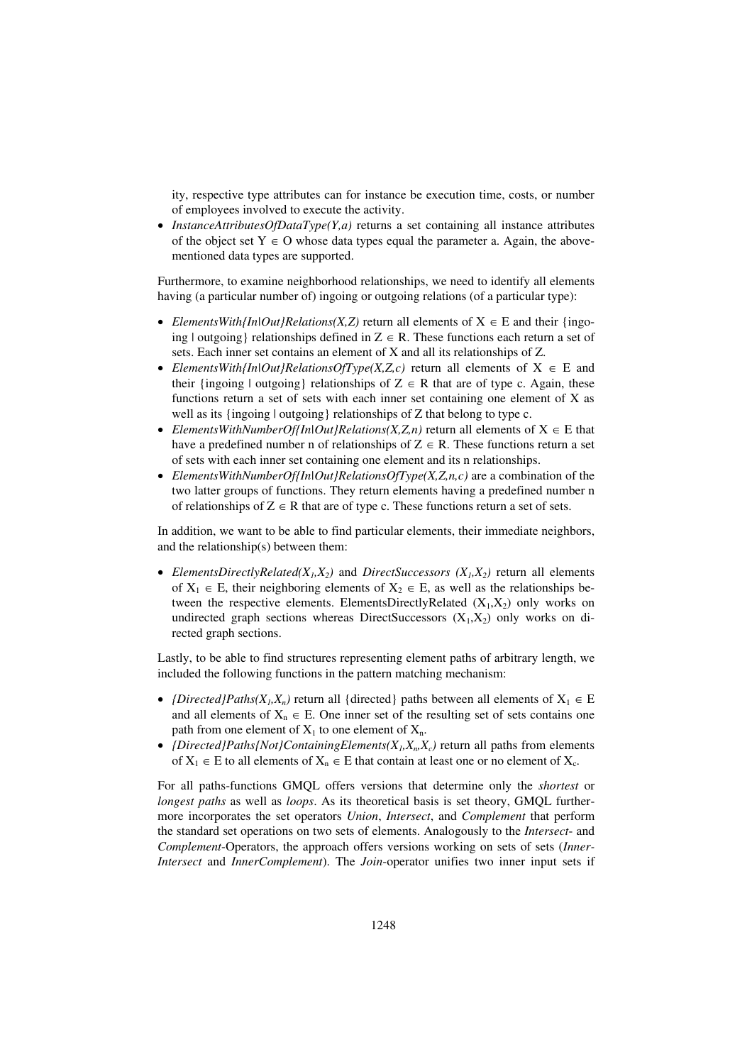ity, respective type attributes can for instance be execution time, costs, or number of employees involved to execute the activity.

- *InstanceAttributesOfDataType(Y,a)* returns a set containing all instance attributes of the object set $Y \in O$ whose data types equal the parameter a. Again, the above-mentioned data types are supported.

Furthermore, to examine neighborhood relationships, we need to identify all elements having (a particular number of) ingoing or outgoing relations (of a particular type):

- *ElementsWith{In|Out}Relations(X,Z)* return all elements of $X \in E$ and their {ingoing | outgoing} relationships defined in $Z \in R$. These functions each return a set of sets. Each inner set contains an element of X and all its relationships of Z.
- *ElementsWith{In|Out}RelationsOfType(X,Z,c)* return all elements of $X \in E$ and their {ingoing | outgoing} relationships of $Z \in R$ that are of type c. Again, these functions return a set of sets with each inner set containing one element of X as well as its {ingoing | outgoing} relationships of Z that belong to type c.
- *ElementsWithNumberOf{In|Out}Relations(X,Z,n)* return all elements of $X \in E$ that have a predefined number n of relationships of $Z \in R$. These functions return a set of sets with each inner set containing one element and its n relationships.
- *ElementsWithNumberOf{In|Out}RelationsOfType(X,Z,n,c)* are a combination of the two latter groups of functions. They return elements having a predefined number n of relationships of $Z \in R$ that are of type c. These functions return a set of sets.

In addition, we want to be able to find particular elements, their immediate neighbors, and the relationship(s) between them:

- *ElementsDirectlyRelated($X_1$,$X_2$)* and *DirectSuccessors ($X_1$,$X_2$)* return all elements of $X_1 \in E$, their neighboring elements of $X_2 \in E$, as well as the relationships between the respective elements. ElementsDirectlyRelated ($X_1$,$X_2$) only works on undirected graph sections whereas DirectSuccessors ($X_1$,$X_2$) only works on directed graph sections.

Lastly, to be able to find structures representing element paths of arbitrary length, we included the following functions in the pattern matching mechanism:

- *{Directed}Paths($X_1$,$X_n$)* return all {directed} paths between all elements of $X_1 \in E$ and all elements of $X_n \in E$. One inner set of the resulting set of sets contains one path from one element of $X_1$ to one element of $X_n$.
- *{Directed}Paths{Not}ContainingElements($X_1$,$X_n$,$X_c$)* return all paths from elements of $X_1 \in E$ to all elements of $X_n \in E$ that contain at least one or no element of $X_c$.

For all paths-functions GMQL offers versions that determine only the *shortest* or *longest paths* as well as *loops*. As its theoretical basis is set theory, GMQL furthermore incorporates the set operators *Union*, *Intersect*, and *Complement* that perform the standard set operations on two sets of elements. Analogously to the *Intersect*- and *Complement*-Operators, the approach offers versions working on sets of sets (*InnerIntersect* and *InnerComplement*). The *Join*-operator unifies two inner input sets if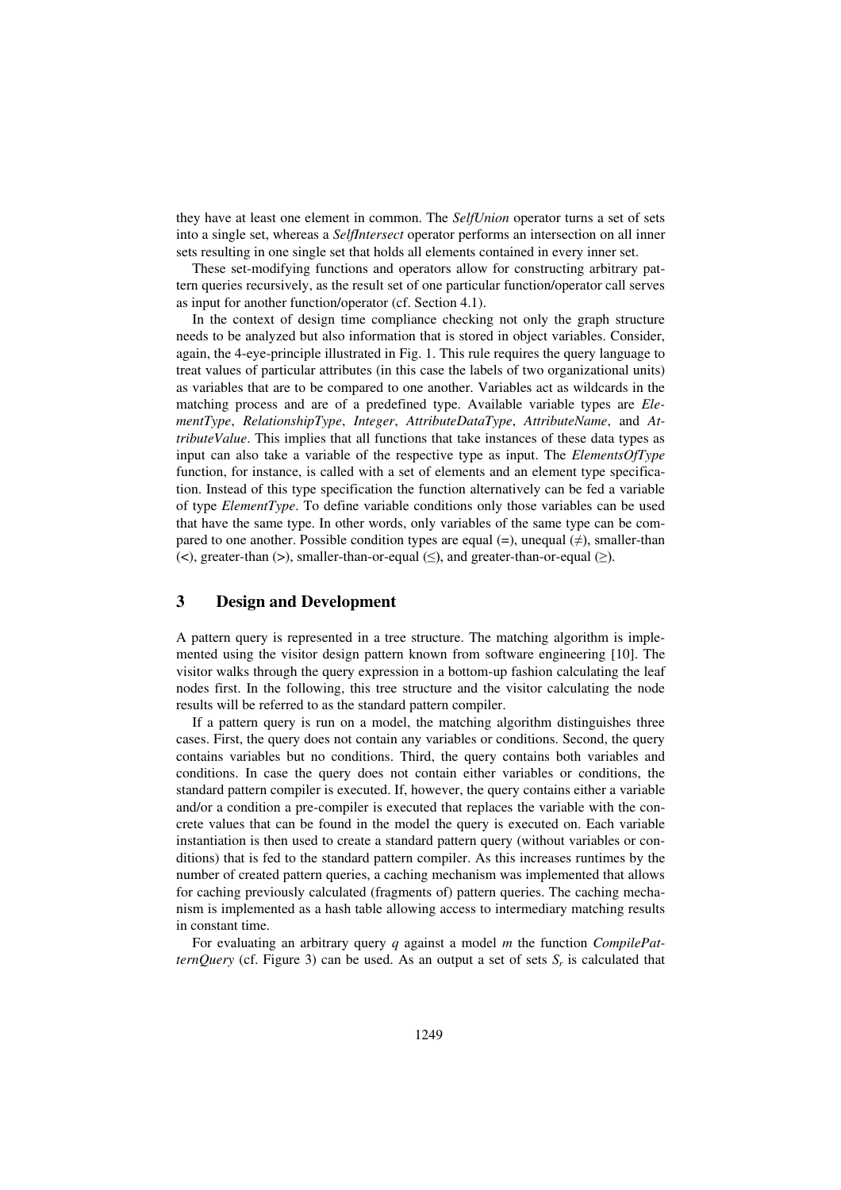they have at least one element in common. The *SelfUnion* operator turns a set of sets into a single set, whereas a *SelfIntersect* operator performs an intersection on all inner sets resulting in one single set that holds all elements contained in every inner set.

These set-modifying functions and operators allow for constructing arbitrary pattern queries recursively, as the result set of one particular function/operator call serves as input for another function/operator (cf. Section 4.1).

In the context of design time compliance checking not only the graph structure needs to be analyzed but also information that is stored in object variables. Consider, again, the 4-eye-principle illustrated in Fig. 1. This rule requires the query language to treat values of particular attributes (in this case the labels of two organizational units) as variables that are to be compared to one another. Variables act as wildcards in the matching process and are of a predefined type. Available variable types are *ElementType*, *RelationshipType*, *Integer*, *AttributeDataType*, *AttributeName*, and *AttributeValue*. This implies that all functions that take instances of these data types as input can also take a variable of the respective type as input. The *ElementsOfType* function, for instance, is called with a set of elements and an element type specification. Instead of this type specification the function alternatively can be fed a variable of type *ElementType*. To define variable conditions only those variables can be used that have the same type. In other words, only variables of the same type can be compared to one another. Possible condition types are equal (=), unequal ($\neq$), smaller-than (<), greater-than (>), smaller-than-or-equal ($\leq$), and greater-than-or-equal ($\geq$).

## 3 Design and Development

A pattern query is represented in a tree structure. The matching algorithm is implemented using the visitor design pattern known from software engineering [10]. The visitor walks through the query expression in a bottom-up fashion calculating the leaf nodes first. In the following, this tree structure and the visitor calculating the node results will be referred to as the standard pattern compiler.

If a pattern query is run on a model, the matching algorithm distinguishes three cases. First, the query does not contain any variables or conditions. Second, the query contains variables but no conditions. Third, the query contains both variables and conditions. In case the query does not contain either variables or conditions, the standard pattern compiler is executed. If, however, the query contains either a variable and/or a condition a pre-compiler is executed that replaces the variable with the concrete values that can be found in the model the query is executed on. Each variable instantiation is then used to create a standard pattern query (without variables or conditions) that is fed to the standard pattern compiler. As this increases runtimes by the number of created pattern queries, a caching mechanism was implemented that allows for caching previously calculated (fragments of) pattern queries. The caching mechanism is implemented as a hash table allowing access to intermediary matching results in constant time.

For evaluating an arbitrary query $q$ against a model $m$ the function *CompilePatternQuery* (cf. Figure 3) can be used. As an output a set of sets $S_r$ is calculated that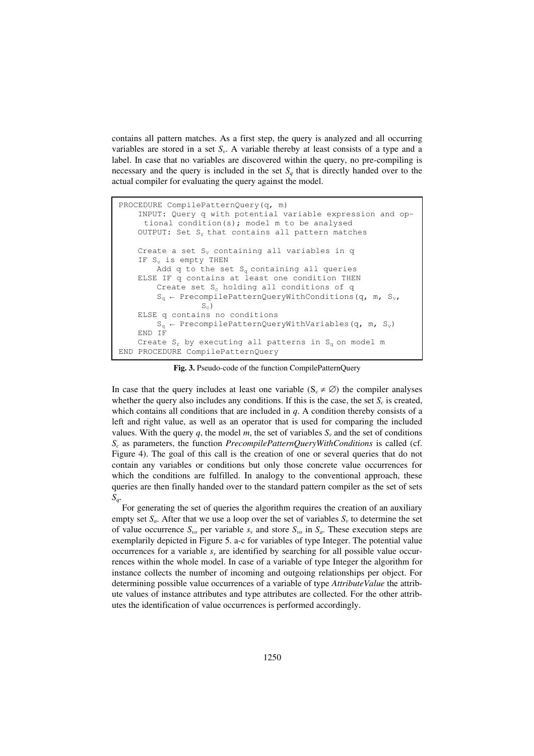contains all pattern matches. As a first step, the query is analyzed and all occurring variables are stored in a set $S_v$. A variable thereby at least consists of a type and a label. In case that no variables are discovered within the query, no pre-compiling is necessary and the query is included in the set $S_q$ that is directly handed over to the actual compiler for evaluating the query against the model.

```
PROCEDURE CompilePatternQuery(q, m)
    INPUT: Query q with potential variable expression and op-
      tional condition(s); model m to be analysed
    OUTPUT: Set Sr that contains all pattern matches

    Create a set Sv containing all variables in q
    IF Sv is empty THEN
        Add q to the set Sq containing all queries
    ELSE IF q contains at least one condition THEN
        Create set Sc holding all conditions of q
        Sq ← PrecompilePatternQueryWithConditions(q, m, Sv,
                Sc)
    ELSE q contains no conditions
        Sq ← PrecompilePatternQueryWithVariables(q, m, Sv)
    END IF
    Create Sr by executing all patterns in Sq on model m
END PROCEDURE CompilePatternQuery
```

**Fig. 3.** Pseudo-code of the function CompilePatternQuery

In case that the query includes at least one variable ($S_v \neq \emptyset$) the compiler analyses whether the query also includes any conditions. If this is the case, the set $S_c$ is created, which contains all conditions that are included in *q*. A condition thereby consists of a left and right value, as well as an operator that is used for comparing the included values. With the query *q*, the model *m*, the set of variables $S_v$ and the set of conditions $S_c$ as parameters, the function *PrecompilePatternQueryWithConditions* is called (cf. Figure 4). The goal of this call is the creation of one or several queries that do not contain any variables or conditions but only those concrete value occurrences for which the conditions are fulfilled. In analogy to the conventional approach, these queries are then finally handed over to the standard pattern compiler as the set of sets $S_q$.

For generating the set of queries the algorithm requires the creation of an auxiliary empty set $S_a$. After that we use a loop over the set of variables $S_v$ to determine the set of value occurrence $S_{vo}$ per variable $s_v$ and store $S_{vo}$ in $S_a$. These execution steps are exemplarily depicted in Figure 5. a-c for variables of type Integer. The potential value occurrences for a variable $s_v$ are identified by searching for all possible value occurrences within the whole model. In case of a variable of type Integer the algorithm for instance collects the number of incoming and outgoing relationships per object. For determining possible value occurrences of a variable of type *AttributeValue* the attribute values of instance attributes and type attributes are collected. For the other attributes the identification of value occurrences is performed accordingly.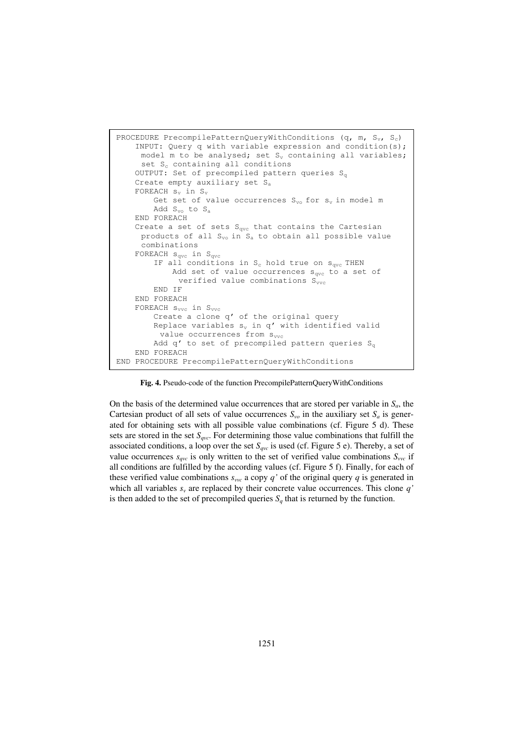```
PROCEDURE PrecompilePatternQueryWithConditions (q, m, Sv, Sc)
    INPUT: Query q with variable expression and condition(s);
     model m to be analysed; set Sv containing all variables;
     set Sc containing all conditions
    OUTPUT: Set of precompiled pattern queries Sq
    Create empty auxiliary set Sa
    FOREACH sv in Sv
        Get set of value occurrences Svo for sv in model m
        Add Svo to Sa
    END FOREACH
    Create a set of sets Sqvc that contains the Cartesian
     products of all Svo in Sa to obtain all possible value
     combinations
    FOREACH sqvc in Sqvc
        IF all conditions in Sc hold true on sqvc THEN
            Add set of value occurrences sqvc to a set of
             verified value combinations Svvc
        END IF
    END FOREACH
    FOREACH svvc in Svvc
        Create a clone q' of the original query
        Replace variables sv in q' with identified valid
         value occurrences from svvc
        Add q' to set of precompiled pattern queries Sq
    END FOREACH
END PROCEDURE PrecompilePatternQueryWithConditions
```

**Fig. 4.** Pseudo-code of the function PrecompilePatternQueryWithConditions

On the basis of the determined value occurrences that are stored per variable in $S_a$, the Cartesian product of all sets of value occurrences $S_{vo}$ in the auxiliary set $S_a$ is generated for obtaining sets with all possible value combinations (cf. Figure 5 d). These sets are stored in the set $S_{qvc}$. For determining those value combinations that fulfill the associated conditions, a loop over the set $S_{qvc}$ is used (cf. Figure 5 e). Thereby, a set of value occurrences $s_{qvc}$ is only written to the set of verified value combinations $S_{vvc}$ if all conditions are fulfilled by the according values (cf. Figure 5 f). Finally, for each of these verified value combinations $s_{vvc}$ a copy *q'* of the original query *q* is generated in which all variables $s_v$ are replaced by their concrete value occurrences. This clone *q'* is then added to the set of precompiled queries $S_q$ that is returned by the function.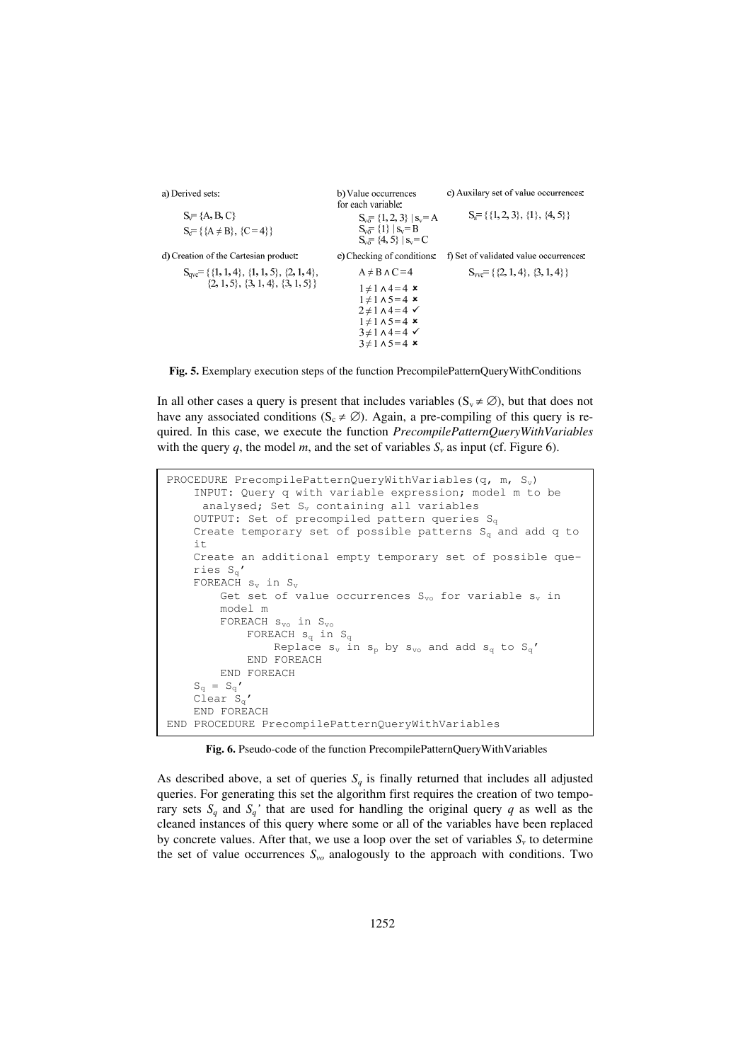a) Derived sets:

$S_v = \{A, B, C\}$

$S_c = \{\{A \neq B\}, \{C = 4\}\}$

b) Value occurrences for each variable:

$S_{vo} = \{1, 2, 3\} \mid s_v = A$

$S_{vo} = \{1\} \mid s_v = B$

$S_{vo} = \{4, 5\} \mid s_v = C$

c) Auxilary set of value occurrences:

$S_a = \{\{1, 2, 3\}, \{1\}, \{4, 5\}\}$

d) Creation of the Cartesian product:

$S_{qvc} = \{\{1, 1, 4\}, \{1, 1, 5\}, \{2, 1, 4\}, \{2, 1, 5\}, \{3, 1, 4\}, \{3, 1, 5\}\}$

e) Checking of conditions:

$A \neq B \wedge C = 4$

$1 \neq 1 \wedge 4 = 4$ ✗
$1 \neq 1 \wedge 5 = 4$ ✗
$2 \neq 1 \wedge 4 = 4$ ✓
$1 \neq 1 \wedge 5 = 4$ ✗
$3 \neq 1 \wedge 4 = 4$ ✓
$3 \neq 1 \wedge 5 = 4$ ✗

f) Set of validated value occurrences:

$S_{vvc} = \{\{2, 1, 4\}, \{3, 1, 4\}\}$

**Fig. 5.** Exemplary execution steps of the function PrecompilePatternQueryWithConditions

In all other cases a query is present that includes variables ($S_v \neq \emptyset$), but that does not have any associated conditions ($S_c \neq \emptyset$). Again, a pre-compiling of this query is required. In this case, we execute the function *PrecompilePatternQueryWithVariables* with the query *q*, the model *m*, and the set of variables $S_v$ as input (cf. Figure 6).

```
PROCEDURE PrecompilePatternQueryWithVariables(q, m, Sv)
    INPUT: Query q with variable expression; model m to be
     analysed; Set Sv containing all variables
    OUTPUT: Set of precompiled pattern queries Sq
    Create temporary set of possible patterns Sq and add q to
    it
    Create an additional empty temporary set of possible que-
    ries Sq'
    FOREACH sv in Sv
        Get set of value occurrences Svo for variable sv in
        model m
        FOREACH svo in Svo
            FOREACH sq in Sq
                Replace sv in sp by svo and add sq to Sq'
            END FOREACH
        END FOREACH
    Sq = Sq'
    Clear Sq'
    END FOREACH
END PROCEDURE PrecompilePatternQueryWithVariables
```

**Fig. 6.** Pseudo-code of the function PrecompilePatternQueryWithVariables

As described above, a set of queries $S_q$ is finally returned that includes all adjusted queries. For generating this set the algorithm first requires the creation of two temporary sets $S_q$ and $S_q'$ that are used for handling the original query *q* as well as the cleaned instances of this query where some or all of the variables have been replaced by concrete values. After that, we use a loop over the set of variables $S_v$ to determine the set of value occurrences $S_{vo}$ analogously to the approach with conditions. Two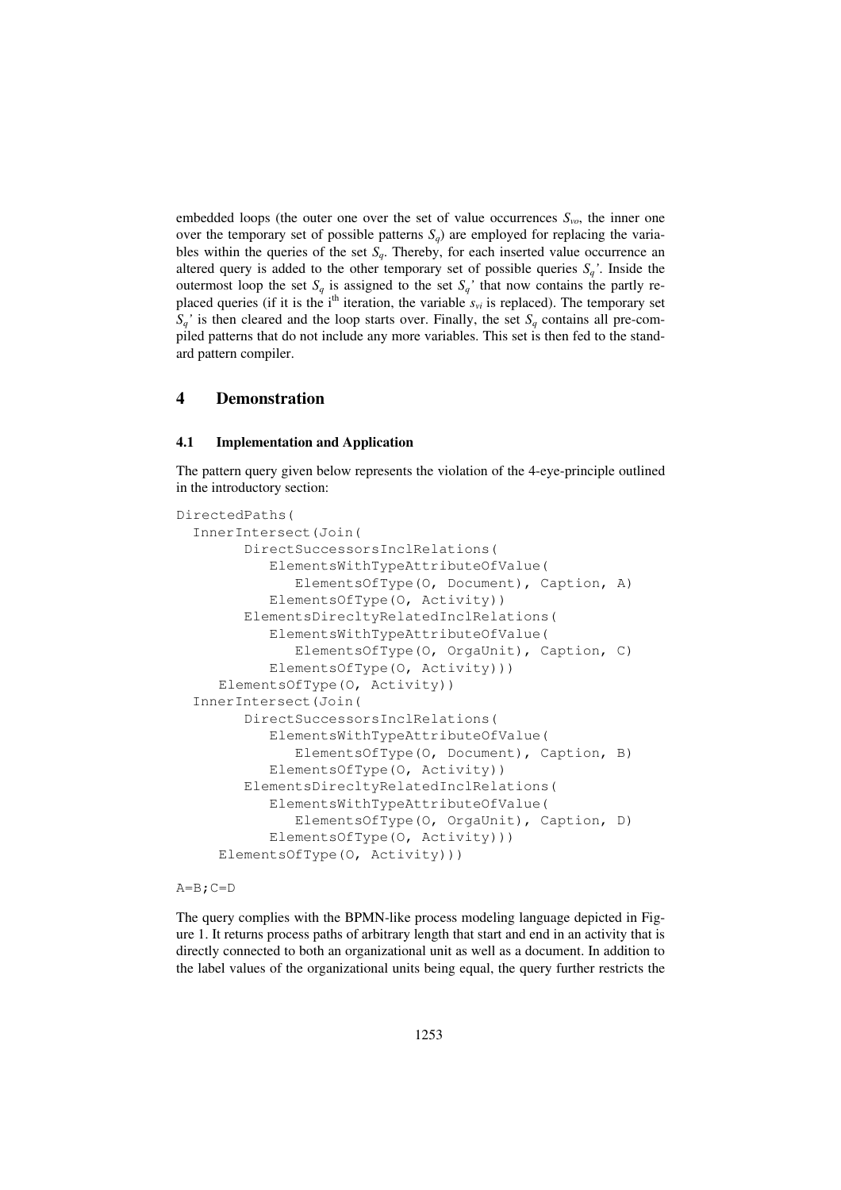embedded loops (the outer one over the set of value occurrences $S_{vo}$, the inner one over the temporary set of possible patterns $S_q$) are employed for replacing the variables within the queries of the set $S_q$. Thereby, for each inserted value occurrence an altered query is added to the other temporary set of possible queries $S_q'$. Inside the outermost loop the set $S_q$ is assigned to the set $S_q'$ that now contains the partly replaced queries (if it is the i[th] iteration, the variable $s_{vi}$ is replaced). The temporary set $S_q'$ is then cleared and the loop starts over. Finally, the set $S_q$ contains all pre-compiled patterns that do not include any more variables. This set is then fed to the standard pattern compiler.

# 4 Demonstration

## 4.1 Implementation and Application

The pattern query given below represents the violation of the 4-eye-principle outlined in the introductory section:

```
DirectedPaths(
  InnerIntersect(Join(
        DirectSuccessorsInclRelations(
           ElementsWithTypeAttributeOfValue(
              ElementsOfType(O, Document), Caption, A)
           ElementsOfType(O, Activity))
        ElementsDirecltyRelatedInclRelations(
           ElementsWithTypeAttributeOfValue(
              ElementsOfType(O, OrgaUnit), Caption, C)
           ElementsOfType(O, Activity)))
     ElementsOfType(O, Activity))
  InnerIntersect(Join(
        DirectSuccessorsInclRelations(
           ElementsWithTypeAttributeOfValue(
              ElementsOfType(O, Document), Caption, B)
           ElementsOfType(O, Activity))
        ElementsDirecltyRelatedInclRelations(
           ElementsWithTypeAttributeOfValue(
              ElementsOfType(O, OrgaUnit), Caption, D)
           ElementsOfType(O, Activity)))
     ElementsOfType(O, Activity)))

A=B;C=D
```

The query complies with the BPMN-like process modeling language depicted in Figure 1. It returns process paths of arbitrary length that start and end in an activity that is directly connected to both an organizational unit as well as a document. In addition to the label values of the organizational units being equal, the query further restricts the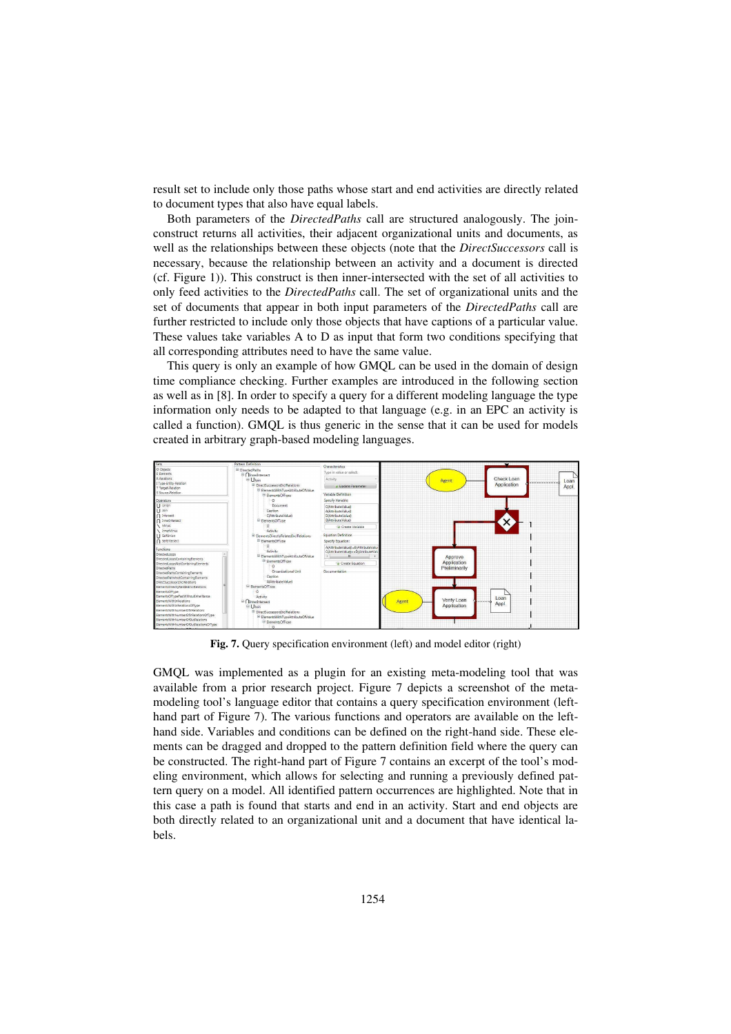result set to include only those paths whose start and end activities are directly related to document types that also have equal labels.

Both parameters of the *DirectedPaths* call are structured analogously. The join-construct returns all activities, their adjacent organizational units and documents, as well as the relationships between these objects (note that the *DirectSuccessors* call is necessary, because the relationship between an activity and a document is directed (cf. Figure 1)). This construct is then inner-intersected with the set of all activities to only feed activities to the *DirectedPaths* call. The set of organizational units and the set of documents that appear in both input parameters of the *DirectedPaths* call are further restricted to include only those objects that have captions of a particular value. These values take variables A to D as input that form two conditions specifying that all corresponding attributes need to have the same value.

This query is only an example of how GMQL can be used in the domain of design time compliance checking. Further examples are introduced in the following section as well as in [8]. In order to specify a query for a different modeling language the type information only needs to be adapted to that language (e.g. in an EPC an activity is called a function). GMQL is thus generic in the sense that it can be used for models created in arbitrary graph-based modeling languages.

**Fig. 7.** Query specification environment (left) and model editor (right)

GMQL was implemented as a plugin for an existing meta-modeling tool that was available from a prior research project. Figure 7 depicts a screenshot of the meta-modeling tool's language editor that contains a query specification environment (left-hand part of Figure 7). The various functions and operators are available on the left-hand side. Variables and conditions can be defined on the right-hand side. These elements can be dragged and dropped to the pattern definition field where the query can be constructed. The right-hand part of Figure 7 contains an excerpt of the tool's modeling environment, which allows for selecting and running a previously defined pattern query on a model. All identified pattern occurrences are highlighted. Note that in this case a path is found that starts and end in an activity. Start and end objects are both directly related to an organizational unit and a document that have identical labels.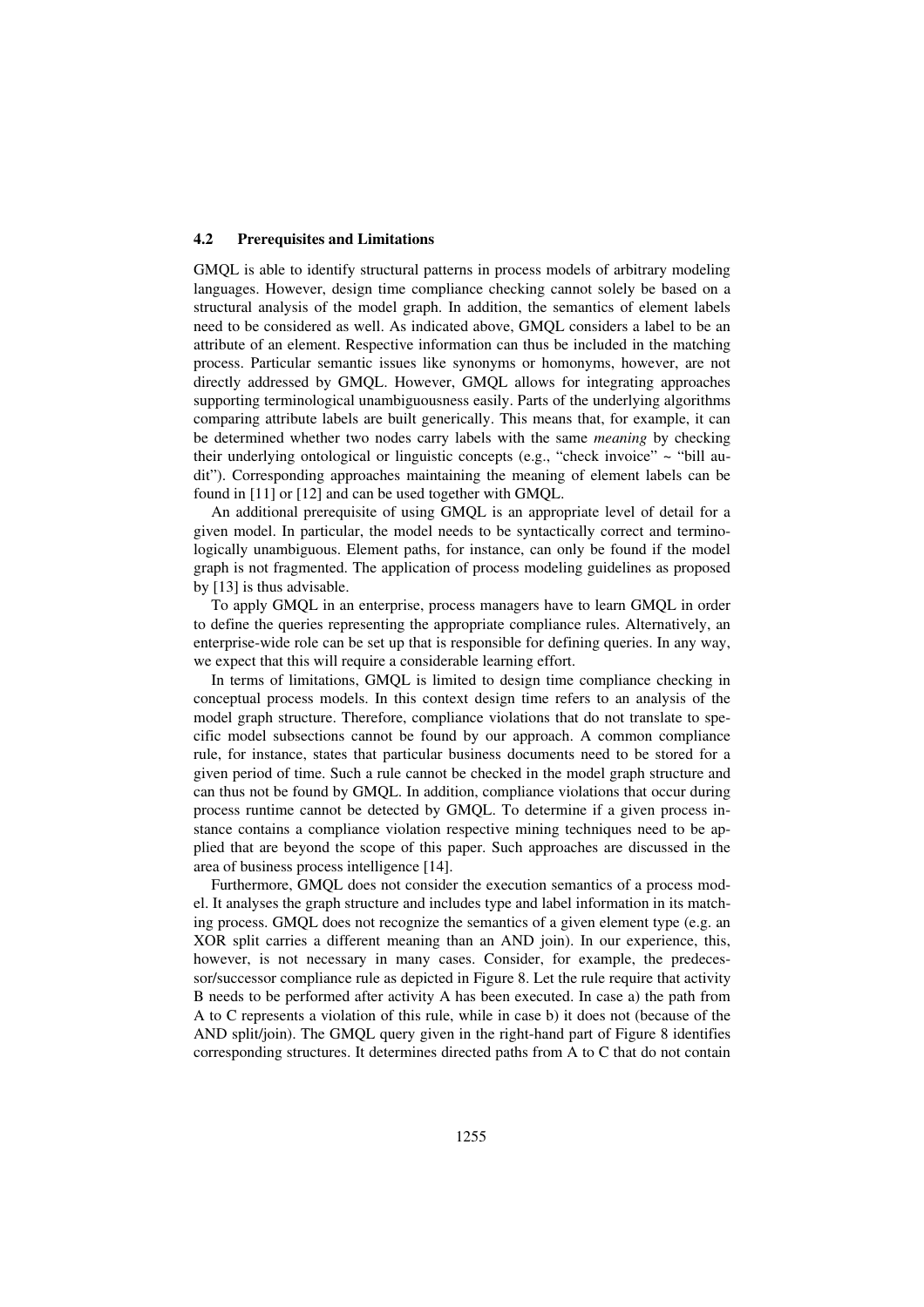### 4.2 Prerequisites and Limitations

GMQL is able to identify structural patterns in process models of arbitrary modeling languages. However, design time compliance checking cannot solely be based on a structural analysis of the model graph. In addition, the semantics of element labels need to be considered as well. As indicated above, GMQL considers a label to be an attribute of an element. Respective information can thus be included in the matching process. Particular semantic issues like synonyms or homonyms, however, are not directly addressed by GMQL. However, GMQL allows for integrating approaches supporting terminological unambiguousness easily. Parts of the underlying algorithms comparing attribute labels are built generically. This means that, for example, it can be determined whether two nodes carry labels with the same *meaning* by checking their underlying ontological or linguistic concepts (e.g., "check invoice" ~ "bill audit"). Corresponding approaches maintaining the meaning of element labels can be found in [11] or [12] and can be used together with GMQL.

An additional prerequisite of using GMQL is an appropriate level of detail for a given model. In particular, the model needs to be syntactically correct and terminologically unambiguous. Element paths, for instance, can only be found if the model graph is not fragmented. The application of process modeling guidelines as proposed by [13] is thus advisable.

To apply GMQL in an enterprise, process managers have to learn GMQL in order to define the queries representing the appropriate compliance rules. Alternatively, an enterprise-wide role can be set up that is responsible for defining queries. In any way, we expect that this will require a considerable learning effort.

In terms of limitations, GMQL is limited to design time compliance checking in conceptual process models. In this context design time refers to an analysis of the model graph structure. Therefore, compliance violations that do not translate to specific model subsections cannot be found by our approach. A common compliance rule, for instance, states that particular business documents need to be stored for a given period of time. Such a rule cannot be checked in the model graph structure and can thus not be found by GMQL. In addition, compliance violations that occur during process runtime cannot be detected by GMQL. To determine if a given process instance contains a compliance violation respective mining techniques need to be applied that are beyond the scope of this paper. Such approaches are discussed in the area of business process intelligence [14].

Furthermore, GMQL does not consider the execution semantics of a process model. It analyses the graph structure and includes type and label information in its matching process. GMQL does not recognize the semantics of a given element type (e.g. an XOR split carries a different meaning than an AND join). In our experience, this, however, is not necessary in many cases. Consider, for example, the predecessor/successor compliance rule as depicted in Figure 8. Let the rule require that activity B needs to be performed after activity A has been executed. In case a) the path from A to C represents a violation of this rule, while in case b) it does not (because of the AND split/join). The GMQL query given in the right-hand part of Figure 8 identifies corresponding structures. It determines directed paths from A to C that do not contain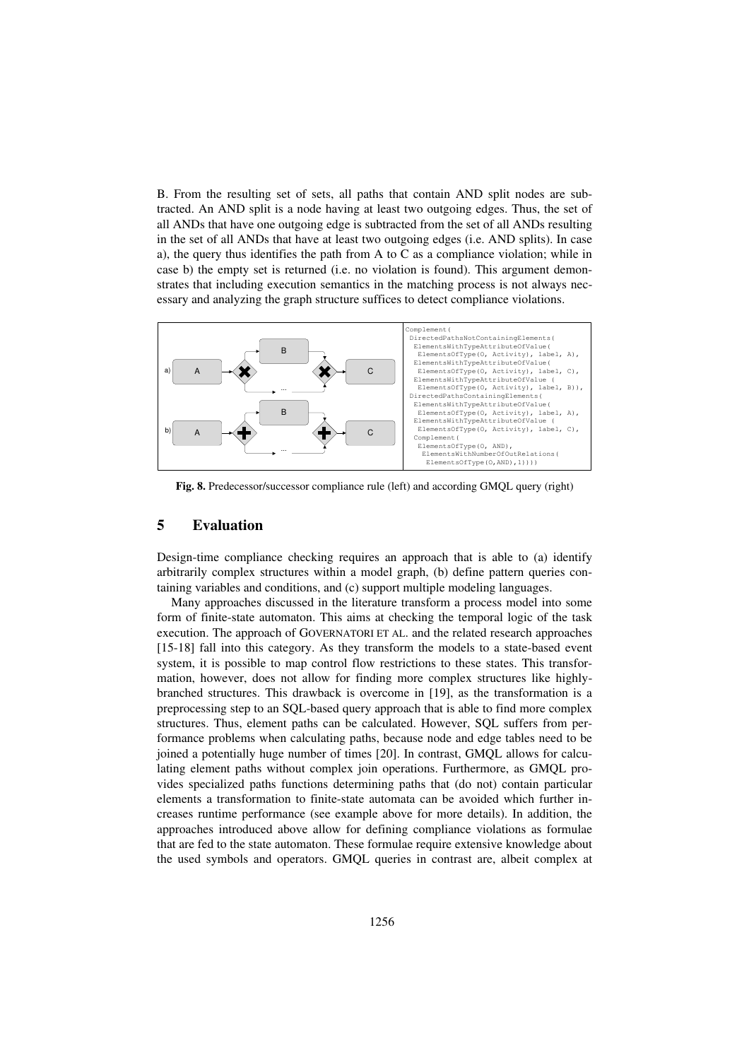B. From the resulting set of sets, all paths that contain AND split nodes are subtracted. An AND split is a node having at least two outgoing edges. Thus, the set of all ANDs that have one outgoing edge is subtracted from the set of all ANDs resulting in the set of all ANDs that have at least two outgoing edges (i.e. AND splits). In case a), the query thus identifies the path from A to C as a compliance violation; while in case b) the empty set is returned (i.e. no violation is found). This argument demonstrates that including execution semantics in the matching process is not always necessary and analyzing the graph structure suffices to detect compliance violations.

```
Complement(
 DirectedPathsNotContainingElements(
  ElementsWithTypeAttributeOfValue(
   ElementsOfType(O, Activity), label, A),
  ElementsWithTypeAttributeOfValue(
   ElementsOfType(O, Activity), label, C),
  ElementsWithTypeAttributeOfValue (
   ElementsOfType(O, Activity), label, B)),
 DirectedPathsContainingElements(
  ElementsWithTypeAttributeOfValue(
   ElementsOfType(O, Activity), label, A),
  ElementsWithTypeAttributeOfValue (
   ElementsOfType(O, Activity), label, C),
  Complement(
   ElementsOfType(O, AND),
    ElementsWithNumberOfOutRelations(
     ElementsOfType(O,AND),1))))
```

**Fig. 8.** Predecessor/successor compliance rule (left) and according GMQL query (right)

## 5 Evaluation

Design-time compliance checking requires an approach that is able to (a) identify arbitrarily complex structures within a model graph, (b) define pattern queries containing variables and conditions, and (c) support multiple modeling languages.

Many approaches discussed in the literature transform a process model into some form of finite-state automaton. This aims at checking the temporal logic of the task execution. The approach of GOVERNATORI ET AL. and the related research approaches [15-18] fall into this category. As they transform the models to a state-based event system, it is possible to map control flow restrictions to these states. This transformation, however, does not allow for finding more complex structures like highly-branched structures. This drawback is overcome in [19], as the transformation is a preprocessing step to an SQL-based query approach that is able to find more complex structures. Thus, element paths can be calculated. However, SQL suffers from performance problems when calculating paths, because node and edge tables need to be joined a potentially huge number of times [20]. In contrast, GMQL allows for calculating element paths without complex join operations. Furthermore, as GMQL provides specialized paths functions determining paths that (do not) contain particular elements a transformation to finite-state automata can be avoided which further increases runtime performance (see example above for more details). In addition, the approaches introduced above allow for defining compliance violations as formulae that are fed to the state automaton. These formulae require extensive knowledge about the used symbols and operators. GMQL queries in contrast are, albeit complex at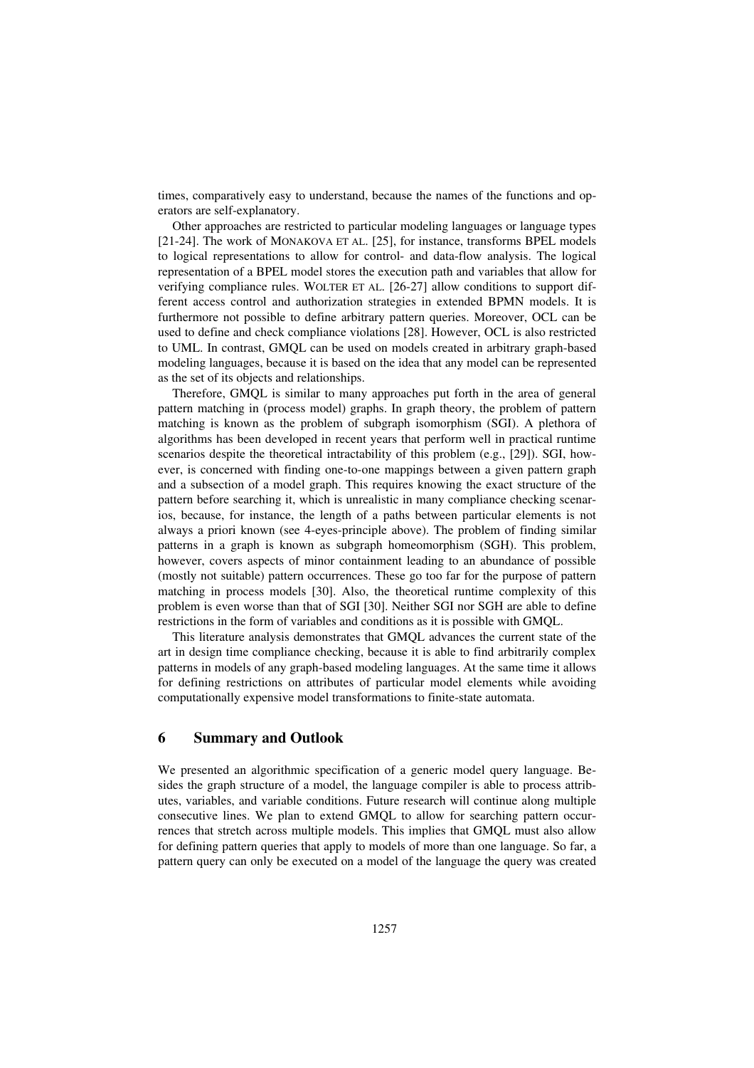times, comparatively easy to understand, because the names of the functions and operators are self-explanatory.

Other approaches are restricted to particular modeling languages or language types [21-24]. The work of MONAKOVA ET AL. [25], for instance, transforms BPEL models to logical representations to allow for control- and data-flow analysis. The logical representation of a BPEL model stores the execution path and variables that allow for verifying compliance rules. WOLTER ET AL. [26-27] allow conditions to support different access control and authorization strategies in extended BPMN models. It is furthermore not possible to define arbitrary pattern queries. Moreover, OCL can be used to define and check compliance violations [28]. However, OCL is also restricted to UML. In contrast, GMQL can be used on models created in arbitrary graph-based modeling languages, because it is based on the idea that any model can be represented as the set of its objects and relationships.

Therefore, GMQL is similar to many approaches put forth in the area of general pattern matching in (process model) graphs. In graph theory, the problem of pattern matching is known as the problem of subgraph isomorphism (SGI). A plethora of algorithms has been developed in recent years that perform well in practical runtime scenarios despite the theoretical intractability of this problem (e.g., [29]). SGI, however, is concerned with finding one-to-one mappings between a given pattern graph and a subsection of a model graph. This requires knowing the exact structure of the pattern before searching it, which is unrealistic in many compliance checking scenarios, because, for instance, the length of a paths between particular elements is not always a priori known (see 4-eyes-principle above). The problem of finding similar patterns in a graph is known as subgraph homeomorphism (SGH). This problem, however, covers aspects of minor containment leading to an abundance of possible (mostly not suitable) pattern occurrences. These go too far for the purpose of pattern matching in process models [30]. Also, the theoretical runtime complexity of this problem is even worse than that of SGI [30]. Neither SGI nor SGH are able to define restrictions in the form of variables and conditions as it is possible with GMQL.

This literature analysis demonstrates that GMQL advances the current state of the art in design time compliance checking, because it is able to find arbitrarily complex patterns in models of any graph-based modeling languages. At the same time it allows for defining restrictions on attributes of particular model elements while avoiding computationally expensive model transformations to finite-state automata.

## 6 Summary and Outlook

We presented an algorithmic specification of a generic model query language. Besides the graph structure of a model, the language compiler is able to process attributes, variables, and variable conditions. Future research will continue along multiple consecutive lines. We plan to extend GMQL to allow for searching pattern occurrences that stretch across multiple models. This implies that GMQL must also allow for defining pattern queries that apply to models of more than one language. So far, a pattern query can only be executed on a model of the language the query was created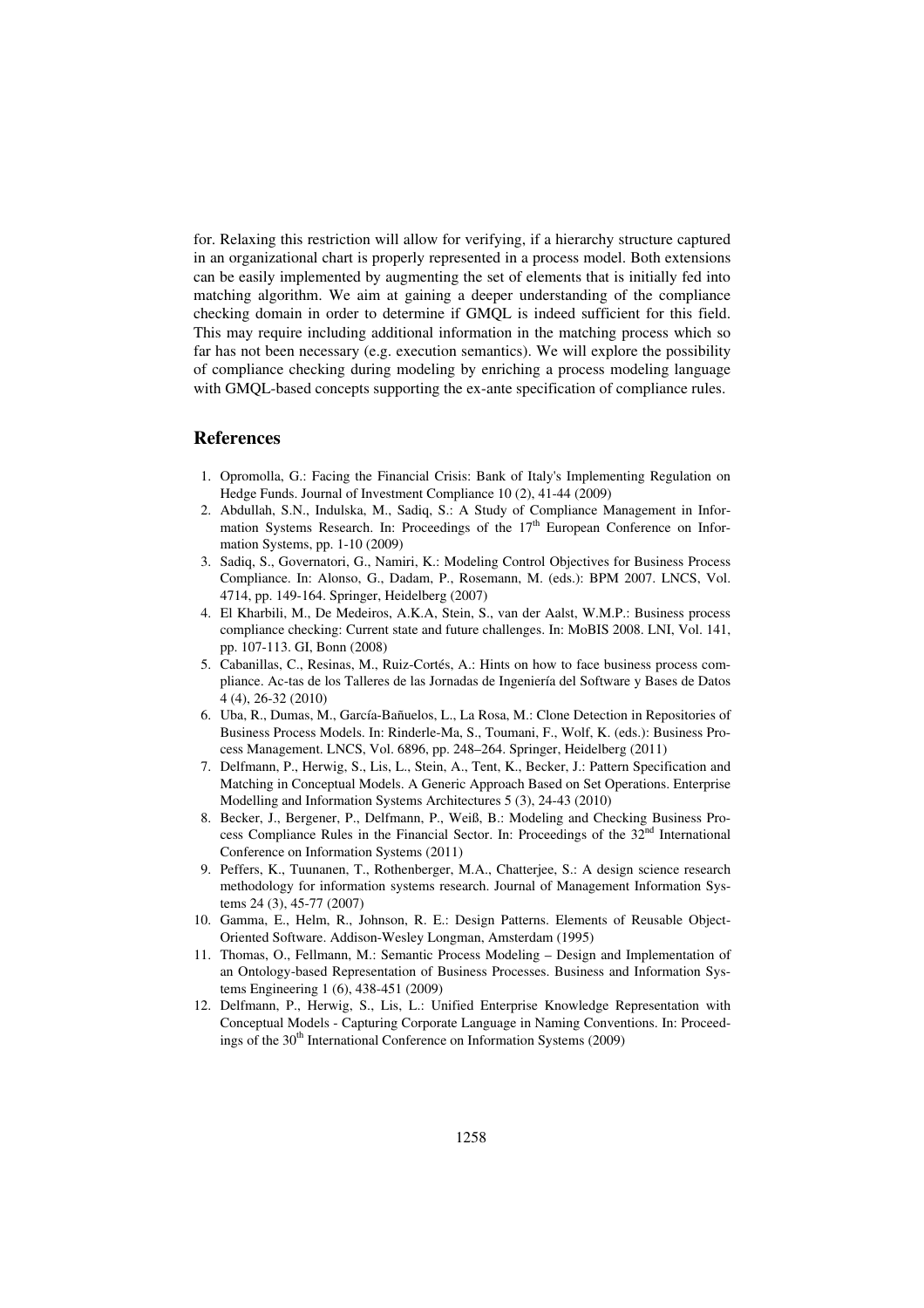for. Relaxing this restriction will allow for verifying, if a hierarchy structure captured in an organizational chart is properly represented in a process model. Both extensions can be easily implemented by augmenting the set of elements that is initially fed into matching algorithm. We aim at gaining a deeper understanding of the compliance checking domain in order to determine if GMQL is indeed sufficient for this field. This may require including additional information in the matching process which so far has not been necessary (e.g. execution semantics). We will explore the possibility of compliance checking during modeling by enriching a process modeling language with GMQL-based concepts supporting the ex-ante specification of compliance rules.

## References

1. Opromolla, G.: Facing the Financial Crisis: Bank of Italy's Implementing Regulation on Hedge Funds. Journal of Investment Compliance 10 (2), 41-44 (2009)
2. Abdullah, S.N., Indulska, M., Sadiq, S.: A Study of Compliance Management in Information Systems Research. In: Proceedings of the 17th European Conference on Information Systems, pp. 1-10 (2009)
3. Sadiq, S., Governatori, G., Namiri, K.: Modeling Control Objectives for Business Process Compliance. In: Alonso, G., Dadam, P., Rosemann, M. (eds.): BPM 2007. LNCS, Vol. 4714, pp. 149-164. Springer, Heidelberg (2007)
4. El Kharbili, M., De Medeiros, A.K.A, Stein, S., van der Aalst, W.M.P.: Business process compliance checking: Current state and future challenges. In: MoBIS 2008. LNI, Vol. 141, pp. 107-113. GI, Bonn (2008)
5. Cabanillas, C., Resinas, M., Ruiz-Cortés, A.: Hints on how to face business process compliance. Ac-tas de los Talleres de las Jornadas de Ingeniería del Software y Bases de Datos 4 (4), 26-32 (2010)
6. Uba, R., Dumas, M., García-Bañuelos, L., La Rosa, M.: Clone Detection in Repositories of Business Process Models. In: Rinderle-Ma, S., Toumani, F., Wolf, K. (eds.): Business Process Management. LNCS, Vol. 6896, pp. 248–264. Springer, Heidelberg (2011)
7. Delfmann, P., Herwig, S., Lis, L., Stein, A., Tent, K., Becker, J.: Pattern Specification and Matching in Conceptual Models. A Generic Approach Based on Set Operations. Enterprise Modelling and Information Systems Architectures 5 (3), 24-43 (2010)
8. Becker, J., Bergener, P., Delfmann, P., Weiß, B.: Modeling and Checking Business Process Compliance Rules in the Financial Sector. In: Proceedings of the 32nd International Conference on Information Systems (2011)
9. Peffers, K., Tuunanen, T., Rothenberger, M.A., Chatterjee, S.: A design science research methodology for information systems research. Journal of Management Information Systems 24 (3), 45-77 (2007)
10. Gamma, E., Helm, R., Johnson, R. E.: Design Patterns. Elements of Reusable Object-Oriented Software. Addison-Wesley Longman, Amsterdam (1995)
11. Thomas, O., Fellmann, M.: Semantic Process Modeling – Design and Implementation of an Ontology-based Representation of Business Processes. Business and Information Systems Engineering 1 (6), 438-451 (2009)
12. Delfmann, P., Herwig, S., Lis, L.: Unified Enterprise Knowledge Representation with Conceptual Models - Capturing Corporate Language in Naming Conventions. In: Proceedings of the 30th International Conference on Information Systems (2009)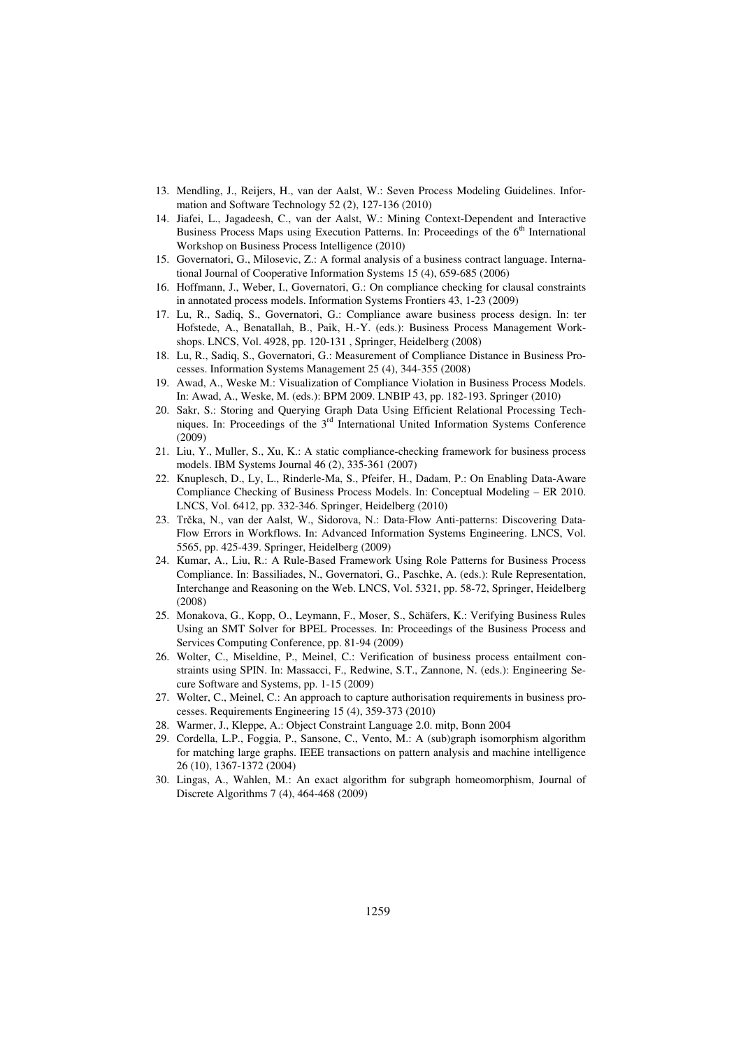13. Mendling, J., Reijers, H., van der Aalst, W.: Seven Process Modeling Guidelines. Information and Software Technology 52 (2), 127-136 (2010)
14. Jiafei, L., Jagadeesh, C., van der Aalst, W.: Mining Context-Dependent and Interactive Business Process Maps using Execution Patterns. In: Proceedings of the 6th International Workshop on Business Process Intelligence (2010)
15. Governatori, G., Milosevic, Z.: A formal analysis of a business contract language. International Journal of Cooperative Information Systems 15 (4), 659-685 (2006)
16. Hoffmann, J., Weber, I., Governatori, G.: On compliance checking for clausal constraints in annotated process models. Information Systems Frontiers 43, 1-23 (2009)
17. Lu, R., Sadiq, S., Governatori, G.: Compliance aware business process design. In: ter Hofstede, A., Benatallah, B., Paik, H.-Y. (eds.): Business Process Management Workshops. LNCS, Vol. 4928, pp. 120-131 , Springer, Heidelberg (2008)
18. Lu, R., Sadiq, S., Governatori, G.: Measurement of Compliance Distance in Business Processes. Information Systems Management 25 (4), 344-355 (2008)
19. Awad, A., Weske M.: Visualization of Compliance Violation in Business Process Models. In: Awad, A., Weske, M. (eds.): BPM 2009. LNBIP 43, pp. 182-193. Springer (2010)
20. Sakr, S.: Storing and Querying Graph Data Using Efficient Relational Processing Techniques. In: Proceedings of the 3rd International United Information Systems Conference (2009)
21. Liu, Y., Muller, S., Xu, K.: A static compliance-checking framework for business process models. IBM Systems Journal 46 (2), 335-361 (2007)
22. Knuplesch, D., Ly, L., Rinderle-Ma, S., Pfeifer, H., Dadam, P.: On Enabling Data-Aware Compliance Checking of Business Process Models. In: Conceptual Modeling – ER 2010. LNCS, Vol. 6412, pp. 332-346. Springer, Heidelberg (2010)
23. Trčka, N., van der Aalst, W., Sidorova, N.: Data-Flow Anti-patterns: Discovering Data-Flow Errors in Workflows. In: Advanced Information Systems Engineering. LNCS, Vol. 5565, pp. 425-439. Springer, Heidelberg (2009)
24. Kumar, A., Liu, R.: A Rule-Based Framework Using Role Patterns for Business Process Compliance. In: Bassiliades, N., Governatori, G., Paschke, A. (eds.): Rule Representation, Interchange and Reasoning on the Web. LNCS, Vol. 5321, pp. 58-72, Springer, Heidelberg (2008)
25. Monakova, G., Kopp, O., Leymann, F., Moser, S., Schäfers, K.: Verifying Business Rules Using an SMT Solver for BPEL Processes. In: Proceedings of the Business Process and Services Computing Conference, pp. 81-94 (2009)
26. Wolter, C., Miseldine, P., Meinel, C.: Verification of business process entailment constraints using SPIN. In: Massacci, F., Redwine, S.T., Zannone, N. (eds.): Engineering Secure Software and Systems, pp. 1-15 (2009)
27. Wolter, C., Meinel, C.: An approach to capture authorisation requirements in business processes. Requirements Engineering 15 (4), 359-373 (2010)
28. Warmer, J., Kleppe, A.: Object Constraint Language 2.0. mitp, Bonn 2004
29. Cordella, L.P., Foggia, P., Sansone, C., Vento, M.: A (sub)graph isomorphism algorithm for matching large graphs. IEEE transactions on pattern analysis and machine intelligence 26 (10), 1367-1372 (2004)
30. Lingas, A., Wahlen, M.: An exact algorithm for subgraph homeomorphism, Journal of Discrete Algorithms 7 (4), 464-468 (2009)